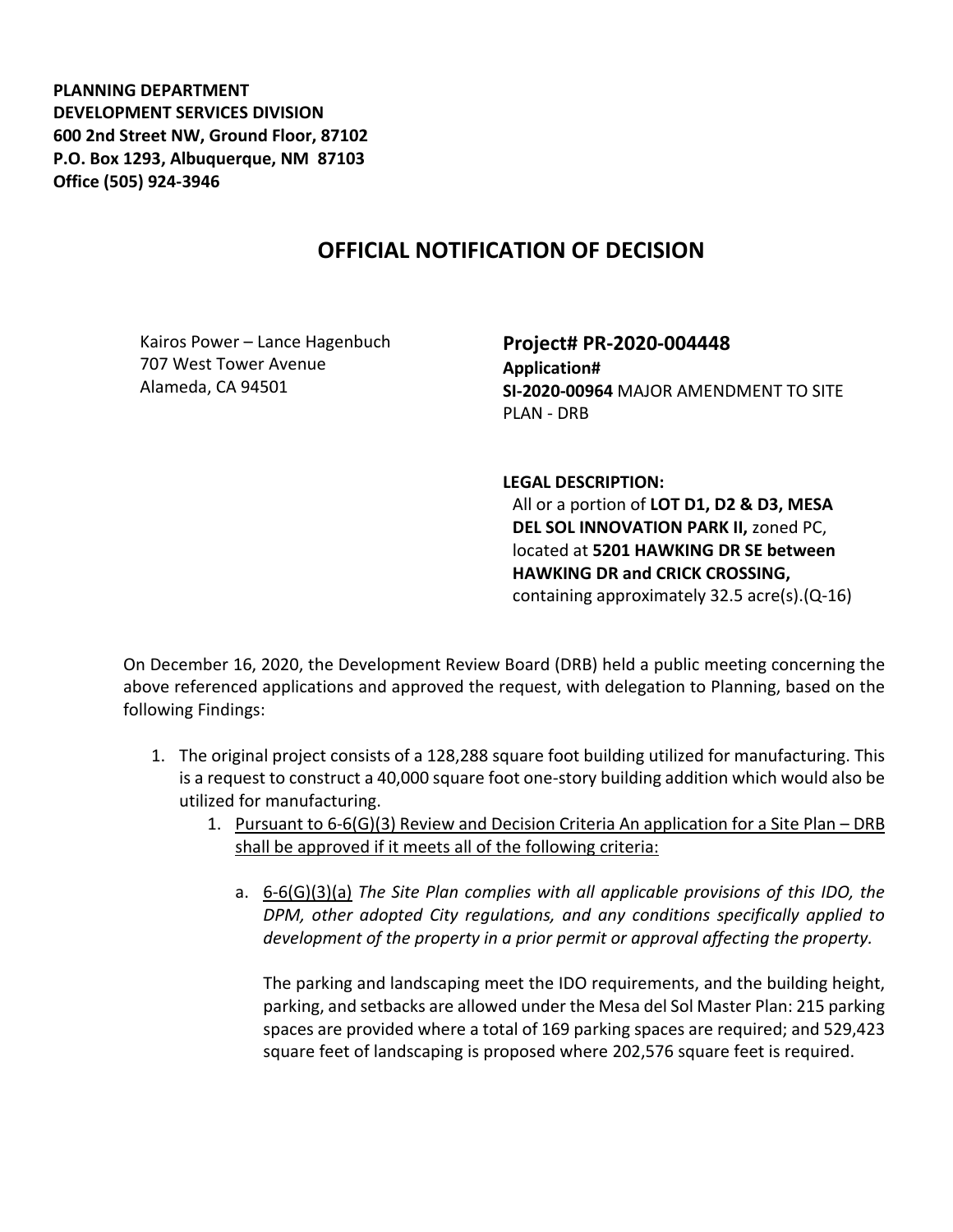**PLANNING DEPARTMENT**
**DEVELOPMENT SERVICES DIVISION**
**600 2nd Street NW, Ground Floor, 87102**
**P.O. Box 1293, Albuquerque, NM 87103**
**Office (505) 924-3946**

# OFFICIAL NOTIFICATION OF DECISION

Kairos Power – Lance Hagenbuch
707 West Tower Avenue
Alameda, CA 94501

**Project# PR-2020-004448**
**Application#**
**SI-2020-00964** MAJOR AMENDMENT TO SITE PLAN - DRB

**LEGAL DESCRIPTION:**
All or a portion of **LOT D1, D2 & D3, MESA DEL SOL INNOVATION PARK II,** zoned PC, located at **5201 HAWKING DR SE between HAWKING DR and CRICK CROSSING,** containing approximately 32.5 acre(s).(Q-16)

On December 16, 2020, the Development Review Board (DRB) held a public meeting concerning the above referenced applications and approved the request, with delegation to Planning, based on the following Findings:

1. The original project consists of a 128,288 square foot building utilized for manufacturing. This is a request to construct a 40,000 square foot one-story building addition which would also be utilized for manufacturing.
   1. Pursuant to 6-6(G)(3) Review and Decision Criteria An application for a Site Plan – DRB shall be approved if it meets all of the following criteria:
      a. 6-6(G)(3)(a) *The Site Plan complies with all applicable provisions of this IDO, the DPM, other adopted City regulations, and any conditions specifically applied to development of the property in a prior permit or approval affecting the property.*

         The parking and landscaping meet the IDO requirements, and the building height, parking, and setbacks are allowed under the Mesa del Sol Master Plan: 215 parking spaces are provided where a total of 169 parking spaces are required; and 529,423 square feet of landscaping is proposed where 202,576 square feet is required.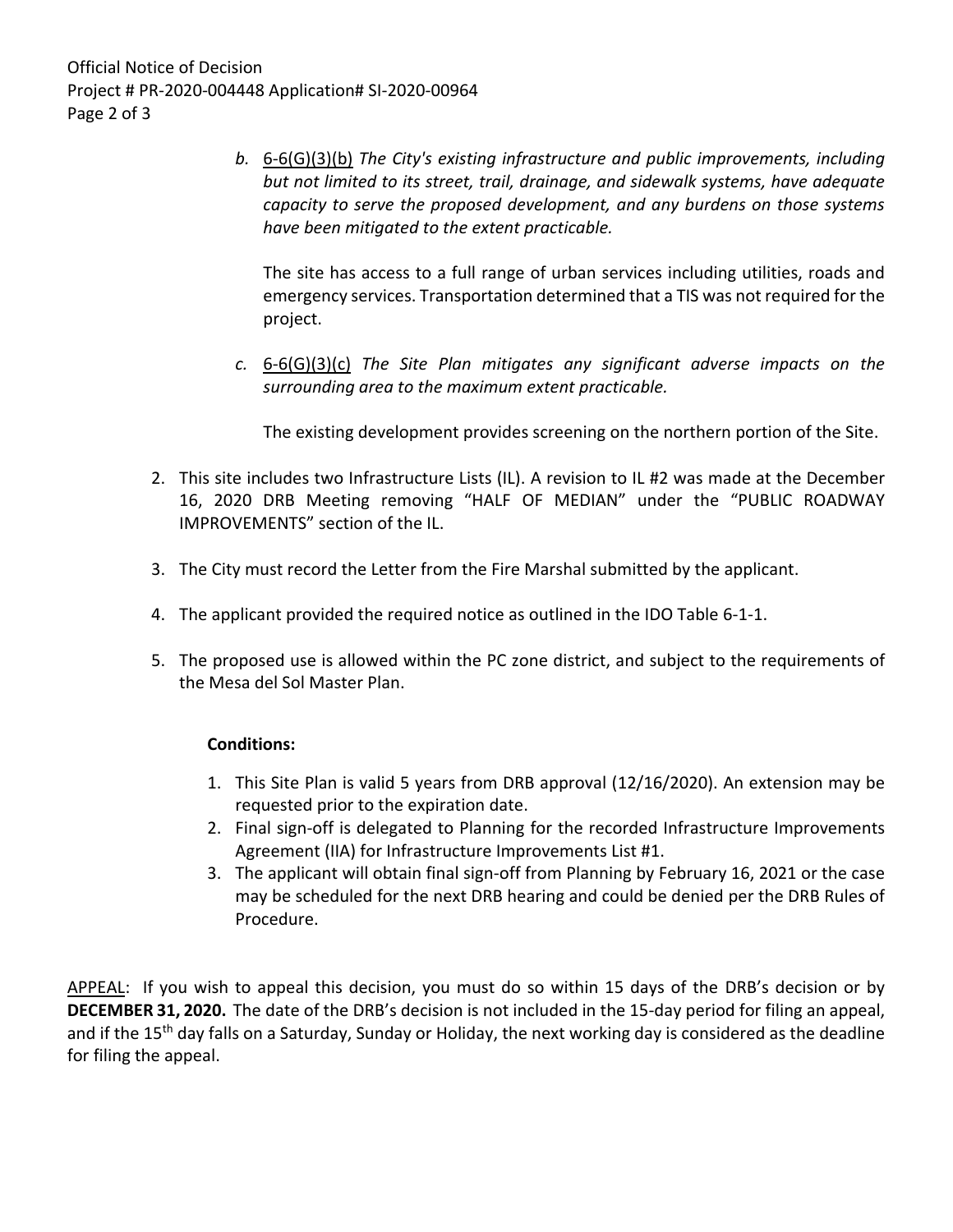b. 6-6(G)(3)(b) *The City's existing infrastructure and public improvements, including but not limited to its street, trail, drainage, and sidewalk systems, have adequate capacity to serve the proposed development, and any burdens on those systems have been mitigated to the extent practicable.*

   The site has access to a full range of urban services including utilities, roads and emergency services. Transportation determined that a TIS was not required for the project.

c. 6-6(G)(3)(c) *The Site Plan mitigates any significant adverse impacts on the surrounding area to the maximum extent practicable.*

   The existing development provides screening on the northern portion of the Site.

2. This site includes two Infrastructure Lists (IL). A revision to IL #2 was made at the December 16, 2020 DRB Meeting removing "HALF OF MEDIAN" under the "PUBLIC ROADWAY IMPROVEMENTS" section of the IL.

3. The City must record the Letter from the Fire Marshal submitted by the applicant.

4. The applicant provided the required notice as outlined in the IDO Table 6-1-1.

5. The proposed use is allowed within the PC zone district, and subject to the requirements of the Mesa del Sol Master Plan.

**Conditions:**

1. This Site Plan is valid 5 years from DRB approval (12/16/2020). An extension may be requested prior to the expiration date.
2. Final sign-off is delegated to Planning for the recorded Infrastructure Improvements Agreement (IIA) for Infrastructure Improvements List #1.
3. The applicant will obtain final sign-off from Planning by February 16, 2021 or the case may be scheduled for the next DRB hearing and could be denied per the DRB Rules of Procedure.

APPEAL: If you wish to appeal this decision, you must do so within 15 days of the DRB's decision or by **DECEMBER 31, 2020.** The date of the DRB's decision is not included in the 15-day period for filing an appeal, and if the 15th day falls on a Saturday, Sunday or Holiday, the next working day is considered as the deadline for filing the appeal.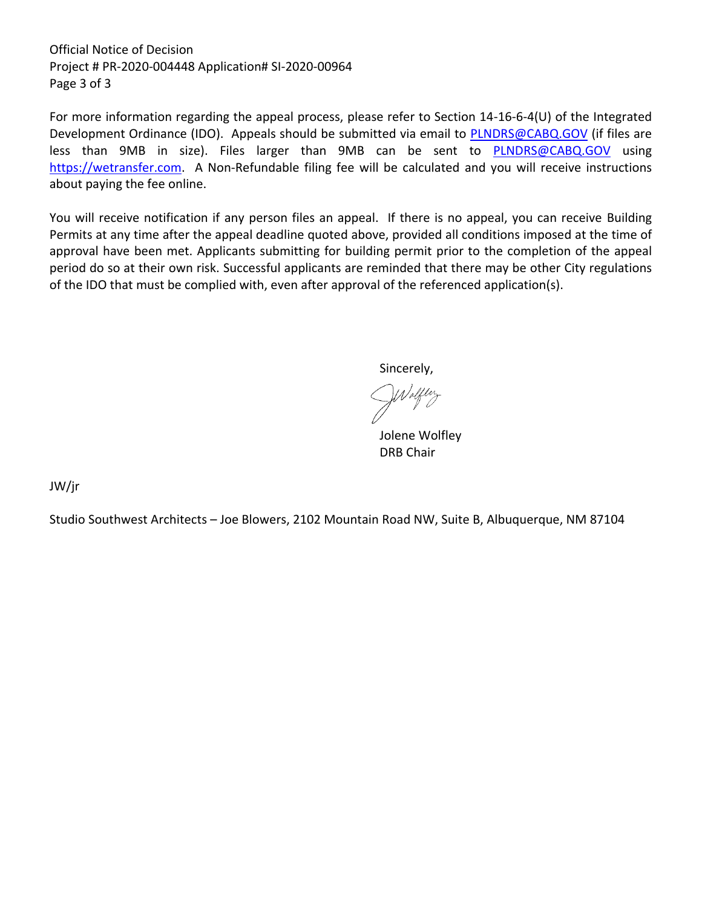For more information regarding the appeal process, please refer to Section 14-16-6-4(U) of the Integrated Development Ordinance (IDO). Appeals should be submitted via email to PLNDRS@CABQ.GOV (if files are less than 9MB in size). Files larger than 9MB can be sent to PLNDRS@CABQ.GOV using https://wetransfer.com. A Non-Refundable filing fee will be calculated and you will receive instructions about paying the fee online.

You will receive notification if any person files an appeal. If there is no appeal, you can receive Building Permits at any time after the appeal deadline quoted above, provided all conditions imposed at the time of approval have been met. Applicants submitting for building permit prior to the completion of the appeal period do so at their own risk. Successful applicants are reminded that there may be other City regulations of the IDO that must be complied with, even after approval of the referenced application(s).

Sincerely,

Jolene Wolfley
DRB Chair

JW/jr

Studio Southwest Architects – Joe Blowers, 2102 Mountain Road NW, Suite B, Albuquerque, NM 87104